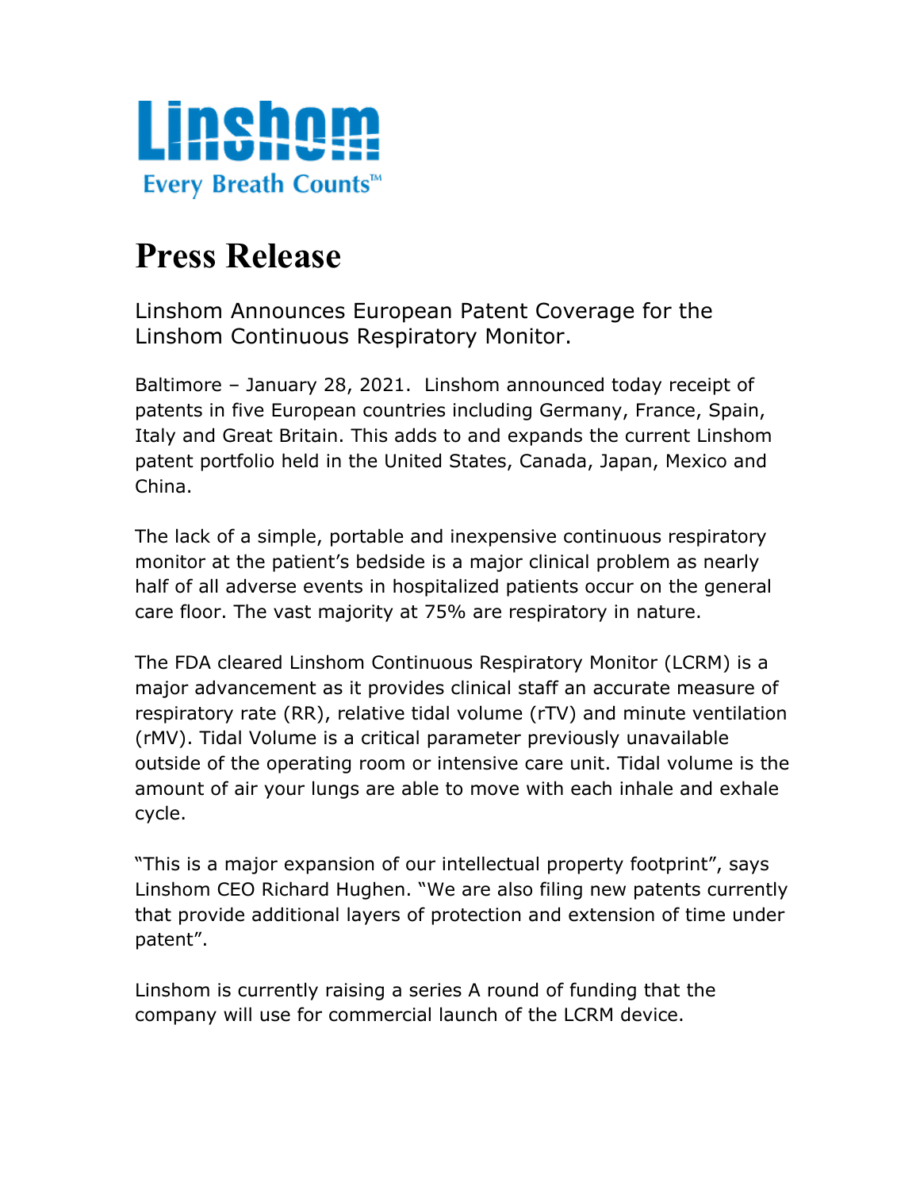Linshom

Every Breath Counts™

# Press Release

Linshom Announces European Patent Coverage for the Linshom Continuous Respiratory Monitor.

Baltimore – January 28, 2021. Linshom announced today receipt of patents in five European countries including Germany, France, Spain, Italy and Great Britain. This adds to and expands the current Linshom patent portfolio held in the United States, Canada, Japan, Mexico and China.

The lack of a simple, portable and inexpensive continuous respiratory monitor at the patient's bedside is a major clinical problem as nearly half of all adverse events in hospitalized patients occur on the general care floor. The vast majority at 75% are respiratory in nature.

The FDA cleared Linshom Continuous Respiratory Monitor (LCRM) is a major advancement as it provides clinical staff an accurate measure of respiratory rate (RR), relative tidal volume (rTV) and minute ventilation (rMV). Tidal Volume is a critical parameter previously unavailable outside of the operating room or intensive care unit. Tidal volume is the amount of air your lungs are able to move with each inhale and exhale cycle.

"This is a major expansion of our intellectual property footprint", says Linshom CEO Richard Hughen. "We are also filing new patents currently that provide additional layers of protection and extension of time under patent".

Linshom is currently raising a series A round of funding that the company will use for commercial launch of the LCRM device.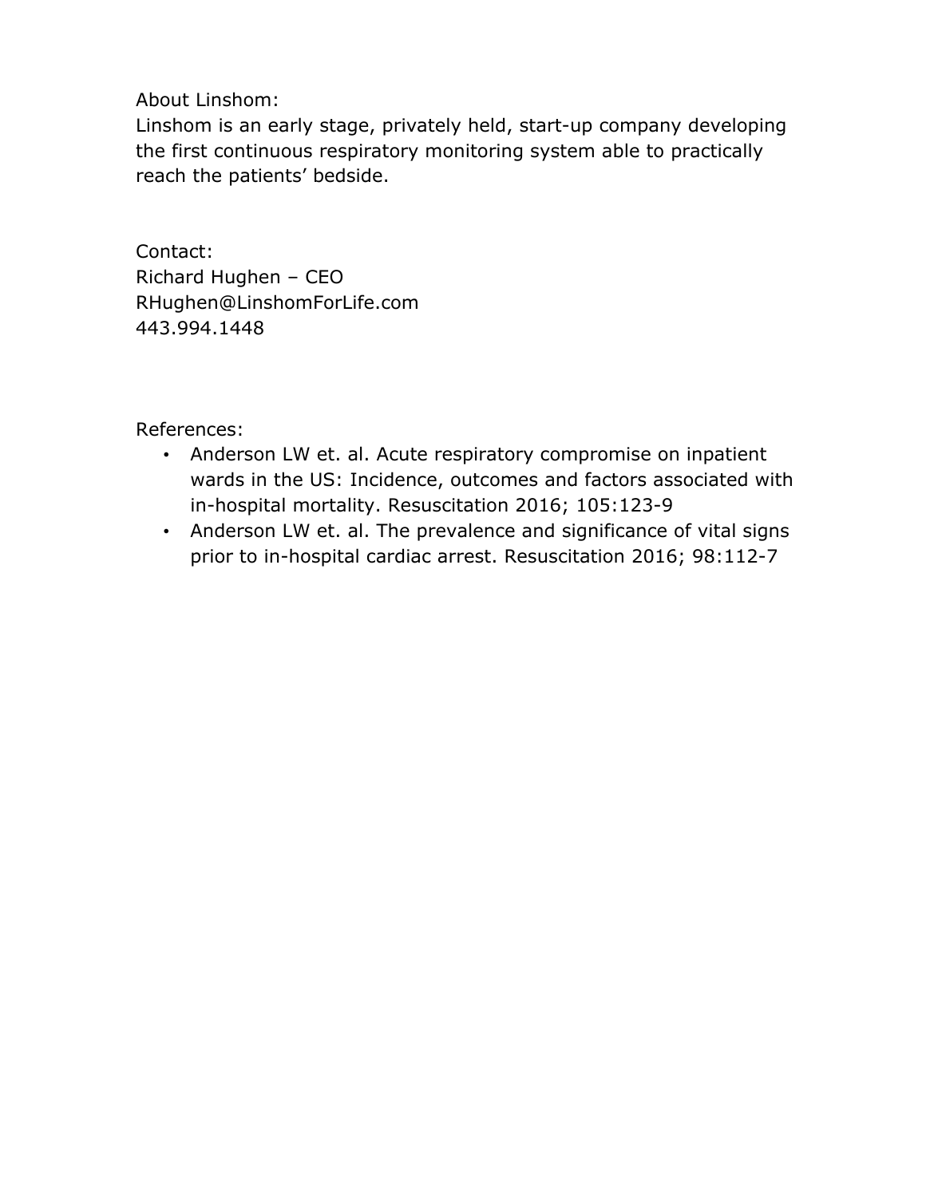About Linshom:
Linshom is an early stage, privately held, start-up company developing the first continuous respiratory monitoring system able to practically reach the patients' bedside.

Contact:
Richard Hughen – CEO
RHughen@LinshomForLife.com
443.994.1448

References:

- Anderson LW et. al. Acute respiratory compromise on inpatient wards in the US: Incidence, outcomes and factors associated with in-hospital mortality. Resuscitation 2016; 105:123-9
- Anderson LW et. al. The prevalence and significance of vital signs prior to in-hospital cardiac arrest. Resuscitation 2016; 98:112-7